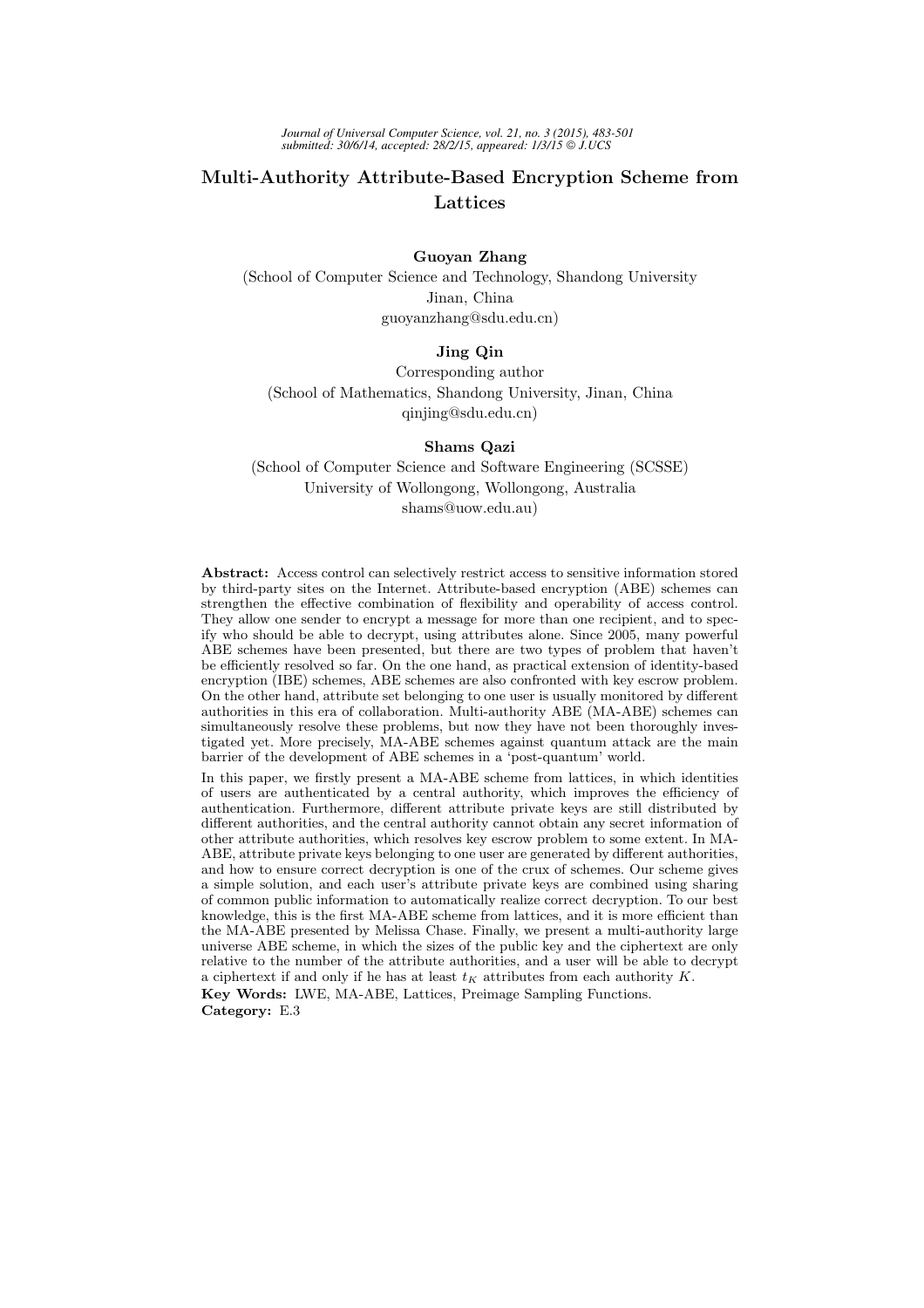# Multi-Authority Attribute-Based Encryption Scheme from Lattices

**Guoyan Zhang**

(School of Computer Science and Technology, Shandong University
Jinan, China
guoyanzhang@sdu.edu.cn)

**Jing Qin**

Corresponding author
(School of Mathematics, Shandong University, Jinan, China
qinjing@sdu.edu.cn)

**Shams Qazi**

(School of Computer Science and Software Engineering (SCSSE)
University of Wollongong, Wollongong, Australia
shams@uow.edu.au)

**Abstract:** Access control can selectively restrict access to sensitive information stored by third-party sites on the Internet. Attribute-based encryption (ABE) schemes can strengthen the effective combination of flexibility and operability of access control. They allow one sender to encrypt a message for more than one recipient, and to specify who should be able to decrypt, using attributes alone. Since 2005, many powerful ABE schemes have been presented, but there are two types of problem that haven't be efficiently resolved so far. On the one hand, as practical extension of identity-based encryption (IBE) schemes, ABE schemes are also confronted with key escrow problem. On the other hand, attribute set belonging to one user is usually monitored by different authorities in this era of collaboration. Multi-authority ABE (MA-ABE) schemes can simultaneously resolve these problems, but now they have not been thoroughly investigated yet. More precisely, MA-ABE schemes against quantum attack are the main barrier of the development of ABE schemes in a 'post-quantum' world.

In this paper, we firstly present a MA-ABE scheme from lattices, in which identities of users are authenticated by a central authority, which improves the efficiency of authentication. Furthermore, different attribute private keys are still distributed by different authorities, and the central authority cannot obtain any secret information of other attribute authorities, which resolves key escrow problem to some extent. In MA-ABE, attribute private keys belonging to one user are generated by different authorities, and how to ensure correct decryption is one of the crux of schemes. Our scheme gives a simple solution, and each user's attribute private keys are combined using sharing of common public information to automatically realize correct decryption. To our best knowledge, this is the first MA-ABE scheme from lattices, and it is more efficient than the MA-ABE presented by Melissa Chase. Finally, we present a multi-authority large universe ABE scheme, in which the sizes of the public key and the ciphertext are only relative to the number of the attribute authorities, and a user will be able to decrypt a ciphertext if and only if he has at least $t_K$ attributes from each authority $K$.

**Key Words:** LWE, MA-ABE, Lattices, Preimage Sampling Functions.

**Category:** E.3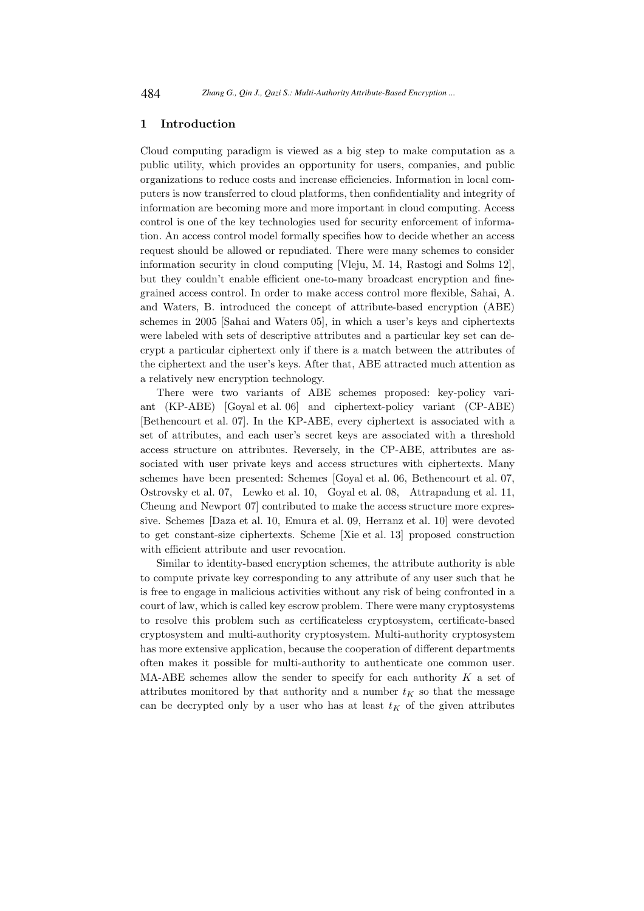## 1 Introduction

Cloud computing paradigm is viewed as a big step to make computation as a public utility, which provides an opportunity for users, companies, and public organizations to reduce costs and increase efficiencies. Information in local computers is now transferred to cloud platforms, then confidentiality and integrity of information are becoming more and more important in cloud computing. Access control is one of the key technologies used for security enforcement of information. An access control model formally specifies how to decide whether an access request should be allowed or repudiated. There were many schemes to consider information security in cloud computing [Vleju, M. 14, Rastogi and Solms 12], but they couldn't enable efficient one-to-many broadcast encryption and fine-grained access control. In order to make access control more flexible, Sahai, A. and Waters, B. introduced the concept of attribute-based encryption (ABE) schemes in 2005 [Sahai and Waters 05], in which a user's keys and ciphertexts were labeled with sets of descriptive attributes and a particular key set can decrypt a particular ciphertext only if there is a match between the attributes of the ciphertext and the user's keys. After that, ABE attracted much attention as a relatively new encryption technology.

There were two variants of ABE schemes proposed: key-policy variant (KP-ABE) [Goyal et al. 06] and ciphertext-policy variant (CP-ABE) [Bethencourt et al. 07]. In the KP-ABE, every ciphertext is associated with a set of attributes, and each user's secret keys are associated with a threshold access structure on attributes. Reversely, in the CP-ABE, attributes are associated with user private keys and access structures with ciphertexts. Many schemes have been presented: Schemes [Goyal et al. 06, Bethencourt et al. 07, Ostrovsky et al. 07, Lewko et al. 10, Goyal et al. 08, Attrapadung et al. 11, Cheung and Newport 07] contributed to make the access structure more expressive. Schemes [Daza et al. 10, Emura et al. 09, Herranz et al. 10] were devoted to get constant-size ciphertexts. Scheme [Xie et al. 13] proposed construction with efficient attribute and user revocation.

Similar to identity-based encryption schemes, the attribute authority is able to compute private key corresponding to any attribute of any user such that he is free to engage in malicious activities without any risk of being confronted in a court of law, which is called key escrow problem. There were many cryptosystems to resolve this problem such as certificateless cryptosystem, certificate-based cryptosystem and multi-authority cryptosystem. Multi-authority cryptosystem has more extensive application, because the cooperation of different departments often makes it possible for multi-authority to authenticate one common user. MA-ABE schemes allow the sender to specify for each authority $K$ a set of attributes monitored by that authority and a number $t_K$ so that the message can be decrypted only by a user who has at least $t_K$ of the given attributes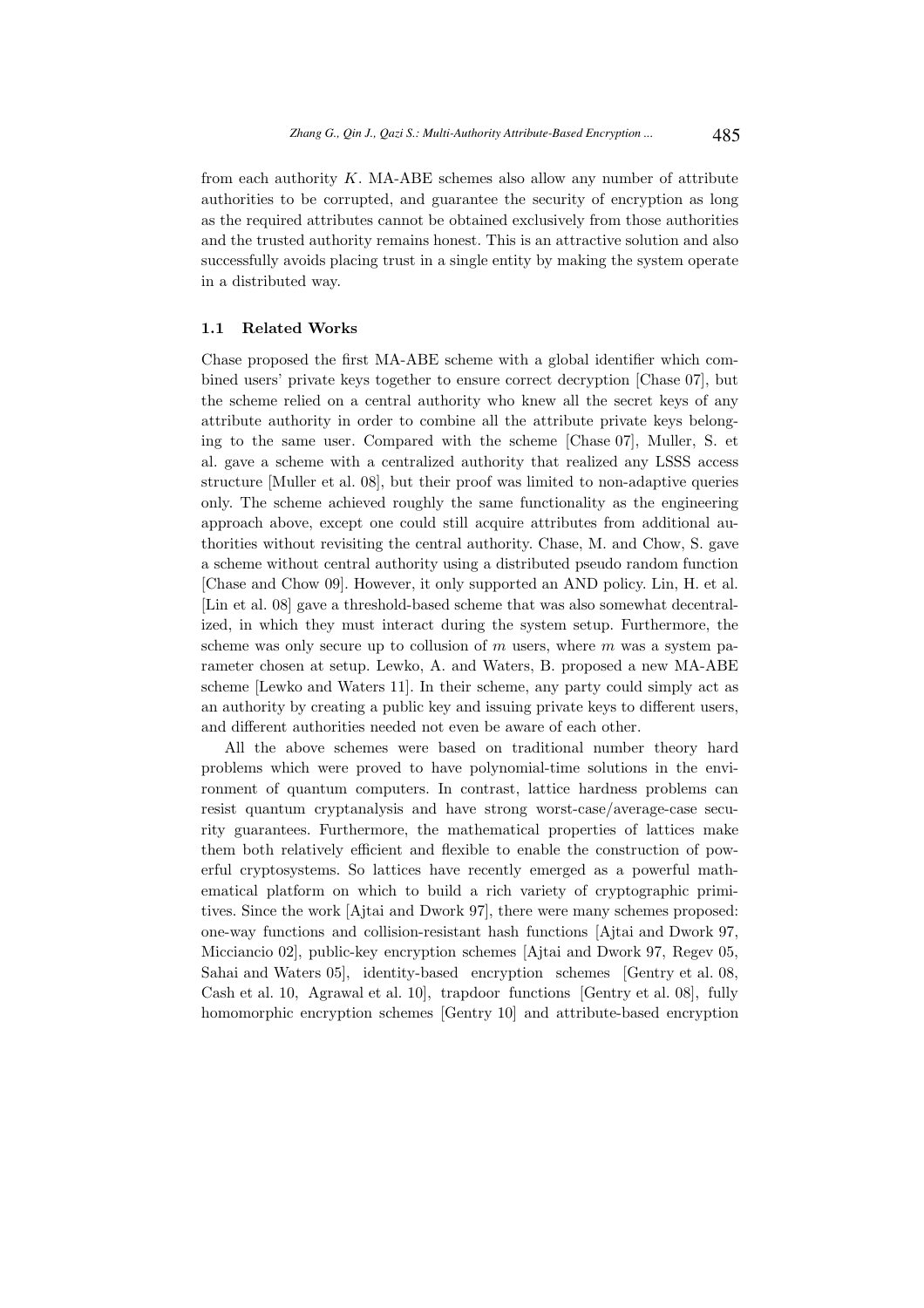from each authority $K$. MA-ABE schemes also allow any number of attribute authorities to be corrupted, and guarantee the security of encryption as long as the required attributes cannot be obtained exclusively from those authorities and the trusted authority remains honest. This is an attractive solution and also successfully avoids placing trust in a single entity by making the system operate in a distributed way.

### 1.1 Related Works

Chase proposed the first MA-ABE scheme with a global identifier which combined users' private keys together to ensure correct decryption [Chase 07], but the scheme relied on a central authority who knew all the secret keys of any attribute authority in order to combine all the attribute private keys belonging to the same user. Compared with the scheme [Chase 07], Muller, S. et al. gave a scheme with a centralized authority that realized any LSSS access structure [Muller et al. 08], but their proof was limited to non-adaptive queries only. The scheme achieved roughly the same functionality as the engineering approach above, except one could still acquire attributes from additional authorities without revisiting the central authority. Chase, M. and Chow, S. gave a scheme without central authority using a distributed pseudo random function [Chase and Chow 09]. However, it only supported an AND policy. Lin, H. et al. [Lin et al. 08] gave a threshold-based scheme that was also somewhat decentralized, in which they must interact during the system setup. Furthermore, the scheme was only secure up to collusion of $m$ users, where $m$ was a system parameter chosen at setup. Lewko, A. and Waters, B. proposed a new MA-ABE scheme [Lewko and Waters 11]. In their scheme, any party could simply act as an authority by creating a public key and issuing private keys to different users, and different authorities needed not even be aware of each other.

All the above schemes were based on traditional number theory hard problems which were proved to have polynomial-time solutions in the environment of quantum computers. In contrast, lattice hardness problems can resist quantum cryptanalysis and have strong worst-case/average-case security guarantees. Furthermore, the mathematical properties of lattices make them both relatively efficient and flexible to enable the construction of powerful cryptosystems. So lattices have recently emerged as a powerful mathematical platform on which to build a rich variety of cryptographic primitives. Since the work [Ajtai and Dwork 97], there were many schemes proposed: one-way functions and collision-resistant hash functions [Ajtai and Dwork 97, Micciancio 02], public-key encryption schemes [Ajtai and Dwork 97, Regev 05, Sahai and Waters 05], identity-based encryption schemes [Gentry et al. 08, Cash et al. 10, Agrawal et al. 10], trapdoor functions [Gentry et al. 08], fully homomorphic encryption schemes [Gentry 10] and attribute-based encryption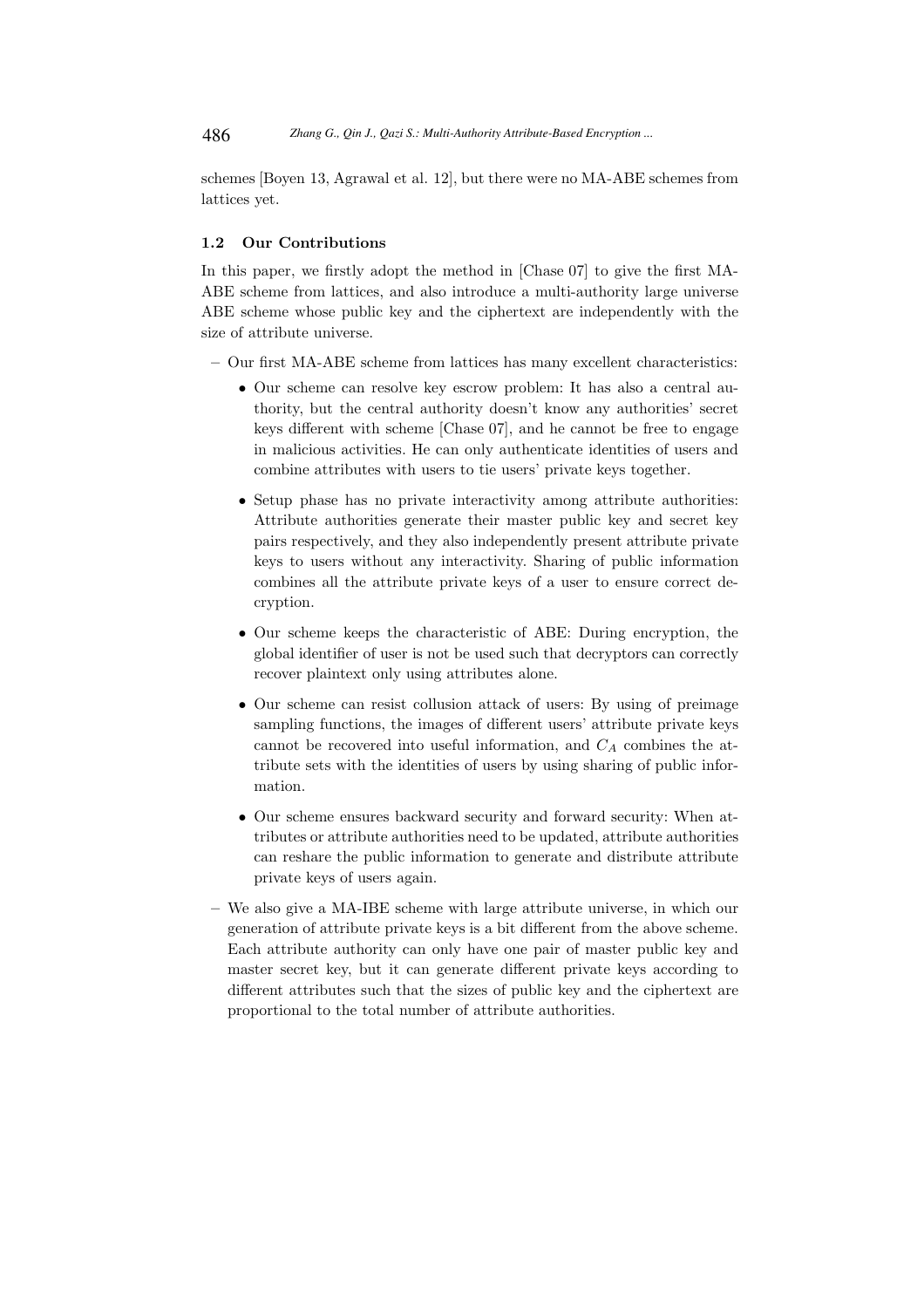schemes [Boyen 13, Agrawal et al. 12], but there were no MA-ABE schemes from lattices yet.

### 1.2 Our Contributions

In this paper, we firstly adopt the method in [Chase 07] to give the first MA-ABE scheme from lattices, and also introduce a multi-authority large universe ABE scheme whose public key and the ciphertext are independently with the size of attribute universe.

- Our first MA-ABE scheme from lattices has many excellent characteristics:
  - Our scheme can resolve key escrow problem: It has also a central authority, but the central authority doesn't know any authorities' secret keys different with scheme [Chase 07], and he cannot be free to engage in malicious activities. He can only authenticate identities of users and combine attributes with users to tie users' private keys together.
  - Setup phase has no private interactivity among attribute authorities: Attribute authorities generate their master public key and secret key pairs respectively, and they also independently present attribute private keys to users without any interactivity. Sharing of public information combines all the attribute private keys of a user to ensure correct decryption.
  - Our scheme keeps the characteristic of ABE: During encryption, the global identifier of user is not be used such that decryptors can correctly recover plaintext only using attributes alone.
  - Our scheme can resist collusion attack of users: By using of preimage sampling functions, the images of different users' attribute private keys cannot be recovered into useful information, and $C_A$ combines the attribute sets with the identities of users by using sharing of public information.
  - Our scheme ensures backward security and forward security: When attributes or attribute authorities need to be updated, attribute authorities can reshare the public information to generate and distribute attribute private keys of users again.
- We also give a MA-IBE scheme with large attribute universe, in which our generation of attribute private keys is a bit different from the above scheme. Each attribute authority can only have one pair of master public key and master secret key, but it can generate different private keys according to different attributes such that the sizes of public key and the ciphertext are proportional to the total number of attribute authorities.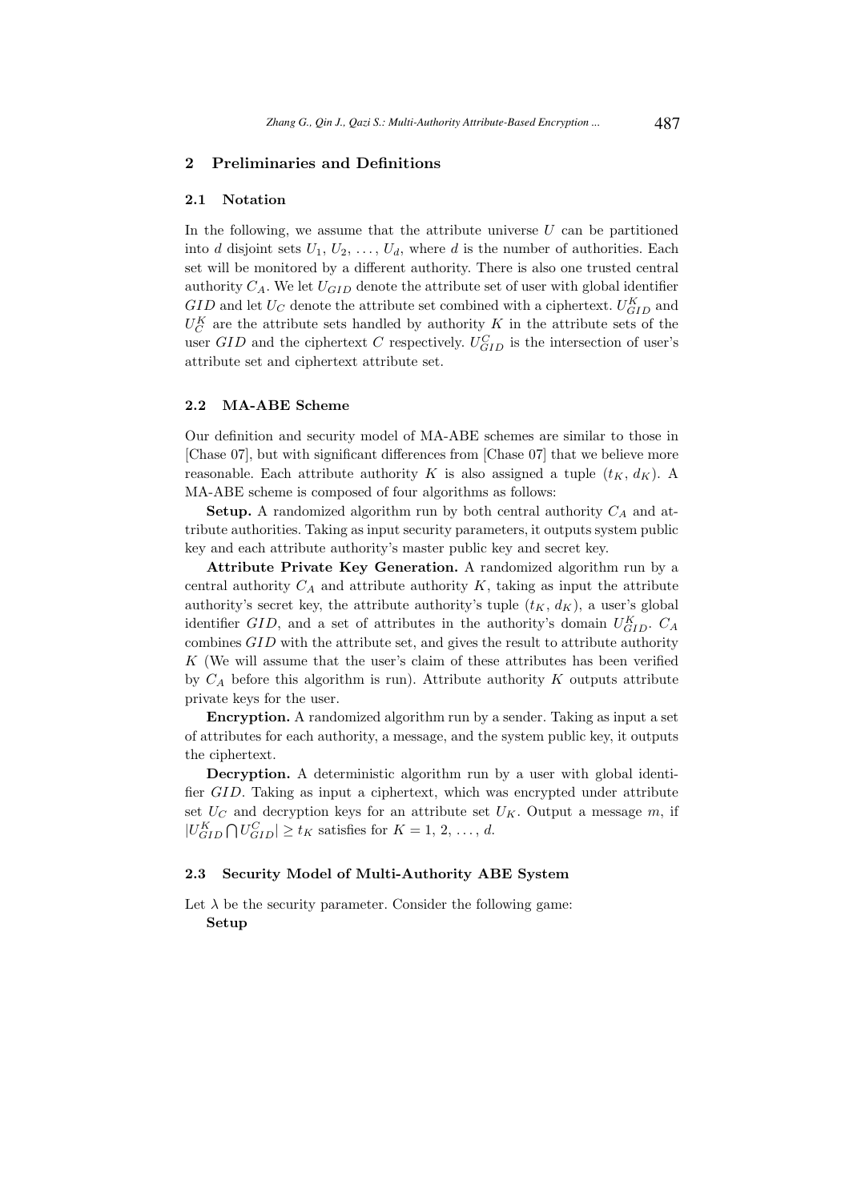## 2 Preliminaries and Definitions

### 2.1 Notation

In the following, we assume that the attribute universe $U$ can be partitioned into $d$ disjoint sets $U_1, U_2, \ldots, U_d$, where $d$ is the number of authorities. Each set will be monitored by a different authority. There is also one trusted central authority $C_A$. We let $U_{GID}$ denote the attribute set of user with global identifier $GID$ and let $U_C$ denote the attribute set combined with a ciphertext. $U^K_{GID}$ and $U^K_C$ are the attribute sets handled by authority $K$ in the attribute sets of the user $GID$ and the ciphertext $C$ respectively. $U^C_{GID}$ is the intersection of user's attribute set and ciphertext attribute set.

### 2.2 MA-ABE Scheme

Our definition and security model of MA-ABE schemes are similar to those in [Chase 07], but with significant differences from [Chase 07] that we believe more reasonable. Each attribute authority $K$ is also assigned a tuple $(t_K, d_K)$. A MA-ABE scheme is composed of four algorithms as follows:

**Setup.** A randomized algorithm run by both central authority $C_A$ and attribute authorities. Taking as input security parameters, it outputs system public key and each attribute authority's master public key and secret key.

**Attribute Private Key Generation.** A randomized algorithm run by a central authority $C_A$ and attribute authority $K$, taking as input the attribute authority's secret key, the attribute authority's tuple $(t_K, d_K)$, a user's global identifier $GID$, and a set of attributes in the authority's domain $U^K_{GID}$. $C_A$ combines $GID$ with the attribute set, and gives the result to attribute authority $K$ (We will assume that the user's claim of these attributes has been verified by $C_A$ before this algorithm is run). Attribute authority $K$ outputs attribute private keys for the user.

**Encryption.** A randomized algorithm run by a sender. Taking as input a set of attributes for each authority, a message, and the system public key, it outputs the ciphertext.

**Decryption.** A deterministic algorithm run by a user with global identifier $GID$. Taking as input a ciphertext, which was encrypted under attribute set $U_C$ and decryption keys for an attribute set $U_K$. Output a message $m$, if $|U^K_{GID} \bigcap U^C_{GID}| \geq t_K$ satisfies for $K = 1, 2, \ldots, d$.

### 2.3 Security Model of Multi-Authority ABE System

Let $\lambda$ be the security parameter. Consider the following game:

**Setup**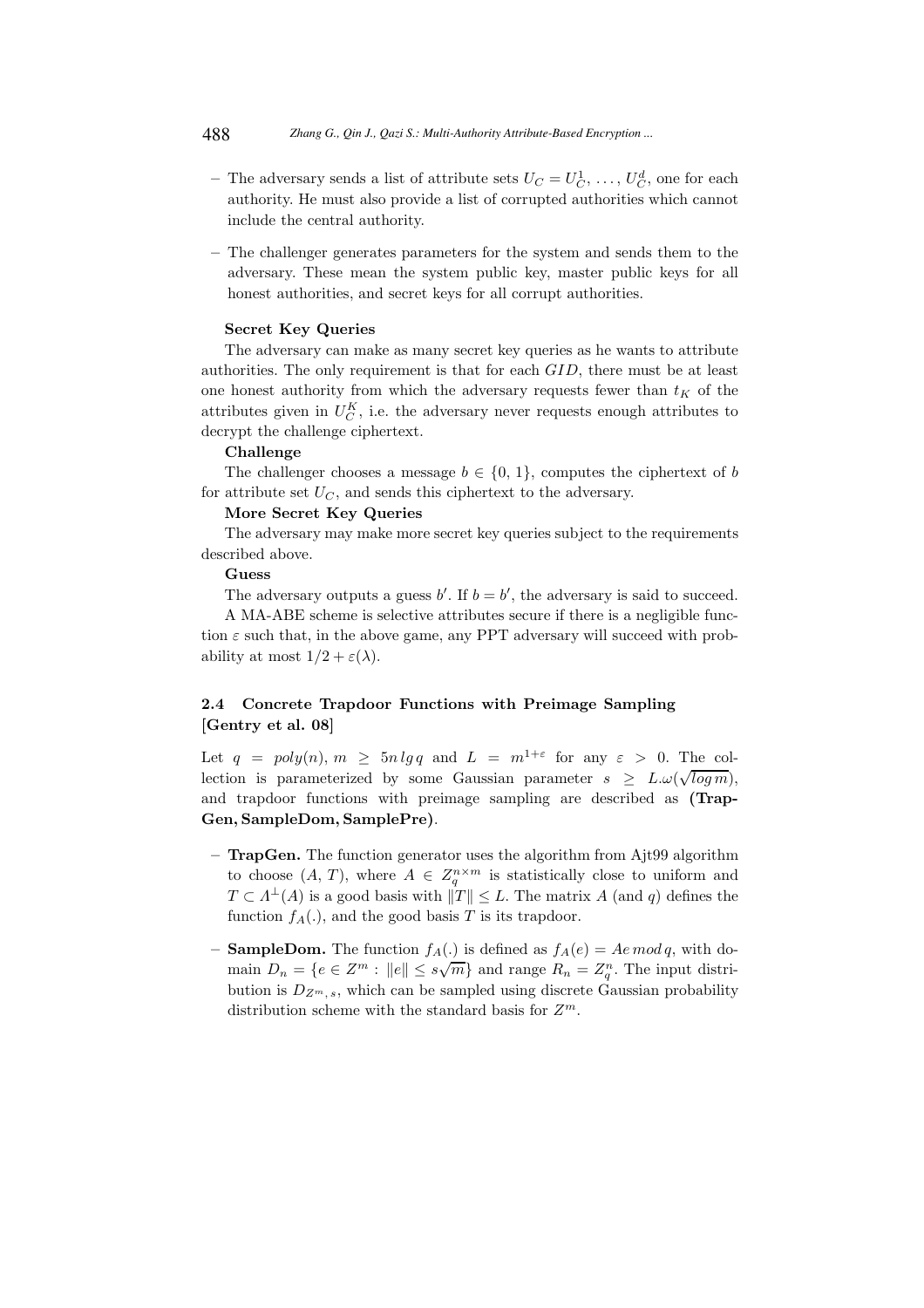- The adversary sends a list of attribute sets $U_C = U_C^1, \ldots, U_C^d$, one for each authority. He must also provide a list of corrupted authorities which cannot include the central authority.
- The challenger generates parameters for the system and sends them to the adversary. These mean the system public key, master public keys for all honest authorities, and secret keys for all corrupt authorities.

**Secret Key Queries**

The adversary can make as many secret key queries as he wants to attribute authorities. The only requirement is that for each $GID$, there must be at least one honest authority from which the adversary requests fewer than $t_K$ of the attributes given in $U_C^K$, i.e. the adversary never requests enough attributes to decrypt the challenge ciphertext.

**Challenge**

The challenger chooses a message $b \in \{0, 1\}$, computes the ciphertext of $b$ for attribute set $U_C$, and sends this ciphertext to the adversary.

**More Secret Key Queries**

The adversary may make more secret key queries subject to the requirements described above.

**Guess**

The adversary outputs a guess $b'$. If $b = b'$, the adversary is said to succeed.

A MA-ABE scheme is selective attributes secure if there is a negligible function $\varepsilon$ such that, in the above game, any PPT adversary will succeed with probability at most $1/2 + \varepsilon(\lambda)$.

### 2.4 Concrete Trapdoor Functions with Preimage Sampling [Gentry et al. 08]

Let $q = poly(n)$, $m \geq 5n \lg q$ and $L = m^{1+\varepsilon}$ for any $\varepsilon > 0$. The collection is parameterized by some Gaussian parameter $s \geq L.\omega(\sqrt{\log m})$, and trapdoor functions with preimage sampling are described as **(TrapGen, SampleDom, SamplePre)**.

- **TrapGen.** The function generator uses the algorithm from Ajt99 algorithm to choose $(A, T)$, where $A \in Z_q^{n \times m}$ is statistically close to uniform and $T \subset \Lambda^{\perp}(A)$ is a good basis with $\|T\| \leq L$. The matrix $A$ (and $q$) defines the function $f_A(.)$, and the good basis $T$ is its trapdoor.
- **SampleDom.** The function $f_A(.)$ is defined as $f_A(e) = Ae \mod q$, with domain $D_n = \{e \in Z^m : \|e\| \leq s\sqrt{m}\}$ and range $R_n = Z_q^n$. The input distribution is $D_{Z^m, s}$, which can be sampled using discrete Gaussian probability distribution scheme with the standard basis for $Z^m$.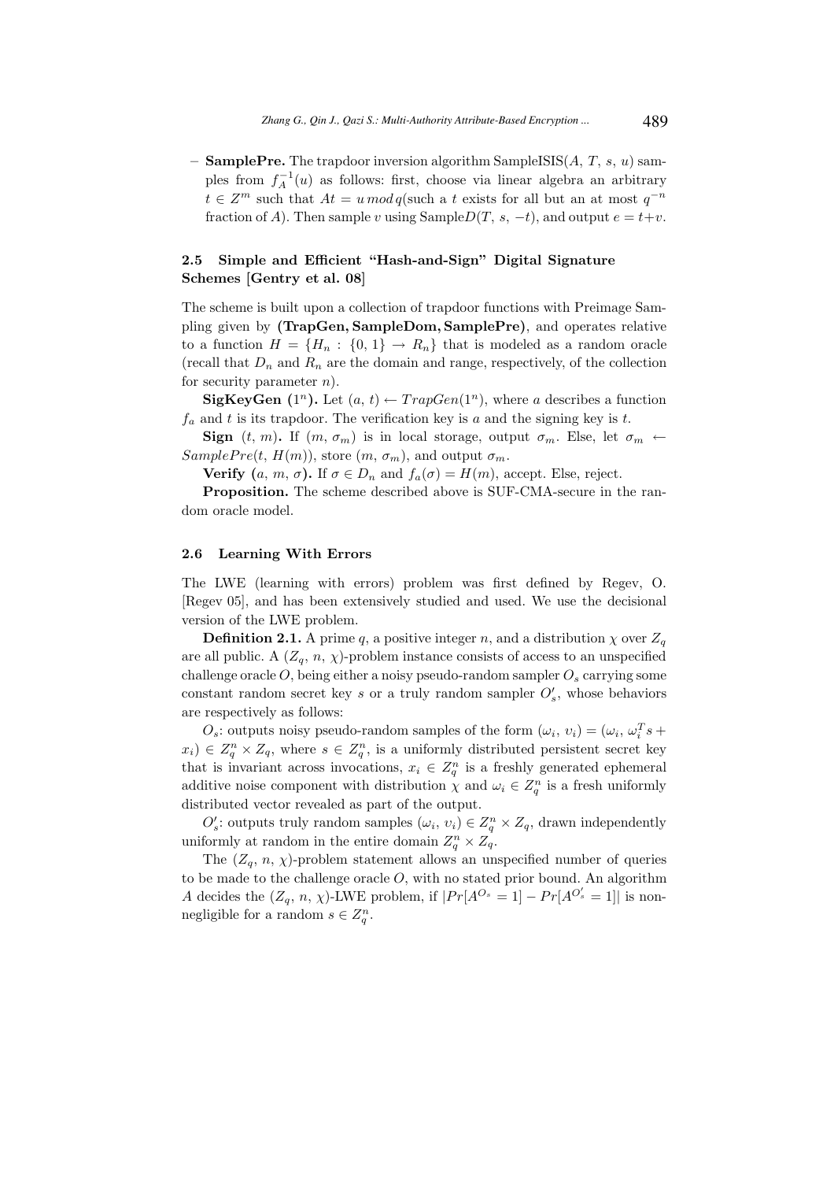– **SamplePre.** The trapdoor inversion algorithm SampleISIS($A$, $T$, $s$, $u$) samples from $f_A^{-1}(u)$ as follows: first, choose via linear algebra an arbitrary $t \in Z^m$ such that $At = u \bmod q$(such a $t$ exists for all but an at most $q^{-n}$ fraction of $A$). Then sample $v$ using Sample$D(T, s, -t)$, and output $e = t+v$.

### 2.5 Simple and Efficient "Hash-and-Sign" Digital Signature Schemes [Gentry et al. 08]

The scheme is built upon a collection of trapdoor functions with Preimage Sampling given by **(TrapGen, SampleDom, SamplePre)**, and operates relative to a function $H = \{H_n : \{0, 1\} \rightarrow R_n\}$ that is modeled as a random oracle (recall that $D_n$ and $R_n$ are the domain and range, respectively, of the collection for security parameter $n$).

**SigKeyGen ($1^n$).** Let $(a, t) \leftarrow TrapGen(1^n)$, where $a$ describes a function $f_a$ and $t$ is its trapdoor. The verification key is $a$ and the signing key is $t$.

**Sign** $(t, m)$**.** If $(m, \sigma_m)$ is in local storage, output $\sigma_m$. Else, let $\sigma_m \leftarrow SamplePre(t, H(m))$, store $(m, \sigma_m)$, and output $\sigma_m$.

**Verify** $(a, m, \sigma)$**.** If $\sigma \in D_n$ and $f_a(\sigma) = H(m)$, accept. Else, reject.

**Proposition.** The scheme described above is SUF-CMA-secure in the random oracle model.

### 2.6 Learning With Errors

The LWE (learning with errors) problem was first defined by Regev, O. [Regev 05], and has been extensively studied and used. We use the decisional version of the LWE problem.

**Definition 2.1.** A prime $q$, a positive integer $n$, and a distribution $\chi$ over $Z_q$ are all public. A $(Z_q, n, \chi)$-problem instance consists of access to an unspecified challenge oracle $O$, being either a noisy pseudo-random sampler $O_s$ carrying some constant random secret key $s$ or a truly random sampler $O'_s$, whose behaviors are respectively as follows:

$O_s$: outputs noisy pseudo-random samples of the form $(\omega_i, \upsilon_i) = (\omega_i, \omega_i^T s + x_i) \in Z_q^n \times Z_q$, where $s \in Z_q^n$, is a uniformly distributed persistent secret key that is invariant across invocations, $x_i \in Z_q^n$ is a freshly generated ephemeral additive noise component with distribution $\chi$ and $\omega_i \in Z_q^n$ is a fresh uniformly distributed vector revealed as part of the output.

$O'_s$: outputs truly random samples $(\omega_i, \upsilon_i) \in Z_q^n \times Z_q$, drawn independently uniformly at random in the entire domain $Z_q^n \times Z_q$.

The $(Z_q, n, \chi)$-problem statement allows an unspecified number of queries to be made to the challenge oracle $O$, with no stated prior bound. An algorithm $A$ decides the $(Z_q, n, \chi)$-LWE problem, if $|Pr[A^{O_s} = 1] - Pr[A^{O'_s} = 1]|$ is non-negligible for a random $s \in Z_q^n$.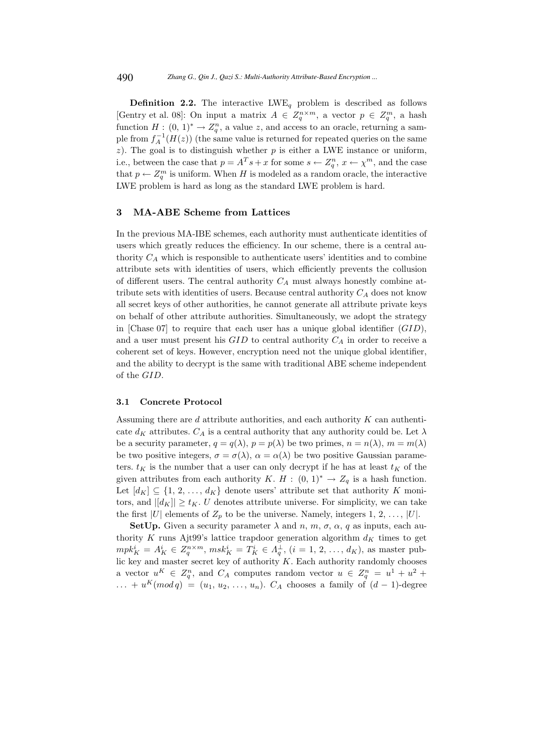**Definition 2.2.** The interactive $\text{LWE}_q$ problem is described as follows [Gentry et al. 08]: On input a matrix $A \in Z_q^{n\times m}$, a vector $p \in Z_q^m$, a hash function $H : (0, 1)^* \to Z_q^n$, a value $z$, and access to an oracle, returning a sample from $f_A^{-1}(H(z))$ (the same value is returned for repeated queries on the same $z$). The goal is to distinguish whether $p$ is either a LWE instance or uniform, i.e., between the case that $p = A^T s + x$ for some $s \leftarrow Z_q^n$, $x \leftarrow \chi^m$, and the case that $p \leftarrow Z_q^m$ is uniform. When $H$ is modeled as a random oracle, the interactive LWE problem is hard as long as the standard LWE problem is hard.

## 3 MA-ABE Scheme from Lattices

In the previous MA-IBE schemes, each authority must authenticate identities of users which greatly reduces the efficiency. In our scheme, there is a central authority $C_A$ which is responsible to authenticate users' identities and to combine attribute sets with identities of users, which efficiently prevents the collusion of different users. The central authority $C_A$ must always honestly combine attribute sets with identities of users. Because central authority $C_A$ does not know all secret keys of other authorities, he cannot generate all attribute private keys on behalf of other attribute authorities. Simultaneously, we adopt the strategy in [Chase 07] to require that each user has a unique global identifier ($GID$), and a user must present his $GID$ to central authority $C_A$ in order to receive a coherent set of keys. However, encryption need not the unique global identifier, and the ability to decrypt is the same with traditional ABE scheme independent of the $GID$.

### 3.1 Concrete Protocol

Assuming there are $d$ attribute authorities, and each authority $K$ can authenticate $d_K$ attributes. $C_A$ is a central authority that any authority could be. Let $\lambda$ be a security parameter, $q = q(\lambda)$, $p = p(\lambda)$ be two primes, $n = n(\lambda)$, $m = m(\lambda)$ be two positive integers, $\sigma = \sigma(\lambda)$, $\alpha = \alpha(\lambda)$ be two positive Gaussian parameters. $t_K$ is the number that a user can only decrypt if he has at least $t_K$ of the given attributes from each authority $K$. $H : (0, 1)^* \to Z_q$ is a hash function. Let $[d_K] \subseteq \{1, 2, \ldots, d_K\}$ denote users' attribute set that authority $K$ monitors, and $|[d_K]| \geq t_K$. $U$ denotes attribute universe. For simplicity, we can take the first $|U|$ elements of $Z_p$ to be the universe. Namely, integers $1, 2, \ldots, |U|$.

**SetUp.** Given a security parameter $\lambda$ and $n$, $m$, $\sigma$, $\alpha$, $q$ as inputs, each authority $K$ runs Ajt99's lattice trapdoor generation algorithm $d_K$ times to get $mpk_K^i = A_K^i \in Z_q^{n\times m}$, $msk_K^i = T_K^i \in \Lambda_q^{\perp}$, $(i = 1, 2, \ldots, d_K)$, as master public key and master secret key of authority $K$. Each authority randomly chooses a vector $u^K \in Z_q^n$, and $C_A$ computes random vector $u \in Z_q^n = u^1 + u^2 + \ldots + u^K (mod\, q) = (u_1, u_2, \ldots, u_n)$. $C_A$ chooses a family of $(d-1)$-degree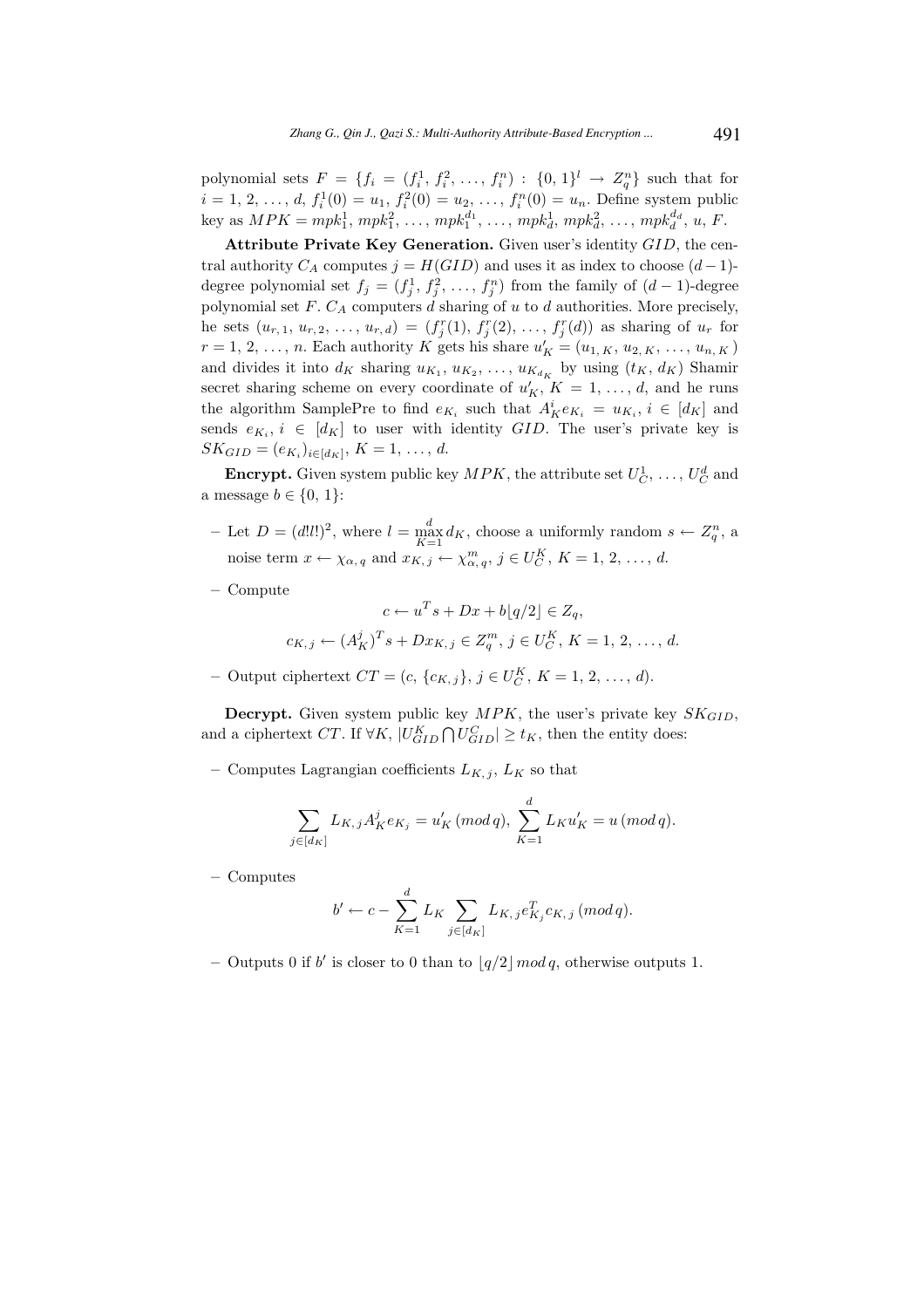polynomial sets $F = \{f_i = (f_i^1, f_i^2, \ldots, f_i^n) : \{0, 1\}^l \rightarrow Z_q^n\}$ such that for $i = 1, 2, \ldots, d$, $f_i^1(0) = u_1$, $f_i^2(0) = u_2, \ldots, f_i^n(0) = u_n$. Define system public key as $MPK = mpk_1^1, mpk_1^2, \ldots, mpk_1^{d_1}, \ldots, mpk_d^1, mpk_d^2, \ldots, mpk_d^{d_d}, u, F$.

**Attribute Private Key Generation.** Given user's identity $GID$, the central authority $C_A$ computes $j = H(GID)$ and uses it as index to choose $(d-1)$-degree polynomial set $f_j = (f_j^1, f_j^2, \ldots, f_j^n)$ from the family of $(d-1)$-degree polynomial set $F$. $C_A$ computers $d$ sharing of $u$ to $d$ authorities. More precisely, he sets $(u_{r,1}, u_{r,2}, \ldots, u_{r,d}) = (f_j^r(1), f_j^r(2), \ldots, f_j^r(d))$ as sharing of $u_r$ for $r = 1, 2, \ldots, n$. Each authority $K$ gets his share $u'_K = (u_{1,K}, u_{2,K}, \ldots, u_{n,K})$ and divides it into $d_K$ sharing $u_{K_1}, u_{K_2}, \ldots, u_{K_{d_K}}$ by using $(t_K, d_K)$ Shamir secret sharing scheme on every coordinate of $u'_K$, $K = 1, \ldots, d$, and he runs the algorithm SamplePre to find $e_{K_i}$ such that $A_K^i e_{K_i} = u_{K_i}$, $i \in [d_K]$ and sends $e_{K_i}$, $i \in [d_K]$ to user with identity $GID$. The user's private key is $SK_{GID} = (e_{K_i})_{i \in [d_K]}$, $K = 1, \ldots, d$.

**Encrypt.** Given system public key $MPK$, the attribute set $U_C^1, \ldots, U_C^d$ and a message $b \in \{0, 1\}$:

- Let $D = (d!l!)^2$, where $l = \max_{K=1}^{d} d_K$, choose a uniformly random $s \leftarrow Z_q^n$, a noise term $x \leftarrow \chi_{\alpha,q}$ and $x_{K,j} \leftarrow \chi_{\alpha,q}^m$, $j \in U_C^K$, $K = 1, 2, \ldots, d$.
- Compute
$$c \leftarrow u^T s + Dx + b\lfloor q/2 \rfloor \in Z_q,$$
$$c_{K,j} \leftarrow (A_K^j)^T s + Dx_{K,j} \in Z_q^m,\ j \in U_C^K,\ K = 1, 2, \ldots, d.$$
- Output ciphertext $CT = (c, \{c_{K,j}\}, j \in U_C^K, K = 1, 2, \ldots, d)$.

**Decrypt.** Given system public key $MPK$, the user's private key $SK_{GID}$, and a ciphertext $CT$. If $\forall K$, $|U_{GID}^K \bigcap U_{GID}^C| \geq t_K$, then the entity does:

- Computes Lagrangian coefficients $L_{K,j}$, $L_K$ so that
$$\sum_{j \in [d_K]} L_{K,j} A_K^j e_{K_j} = u'_K \, (mod\, q),\ \sum_{K=1}^{d} L_K u'_K = u \, (mod\, q).$$
- Computes
$$b' \leftarrow c - \sum_{K=1}^{d} L_K \sum_{j \in [d_K]} L_{K,j} e_{K_j}^T c_{K,j} \, (mod\, q).$$
- Outputs 0 if $b'$ is closer to 0 than to $\lfloor q/2 \rfloor \, mod\, q$, otherwise outputs 1.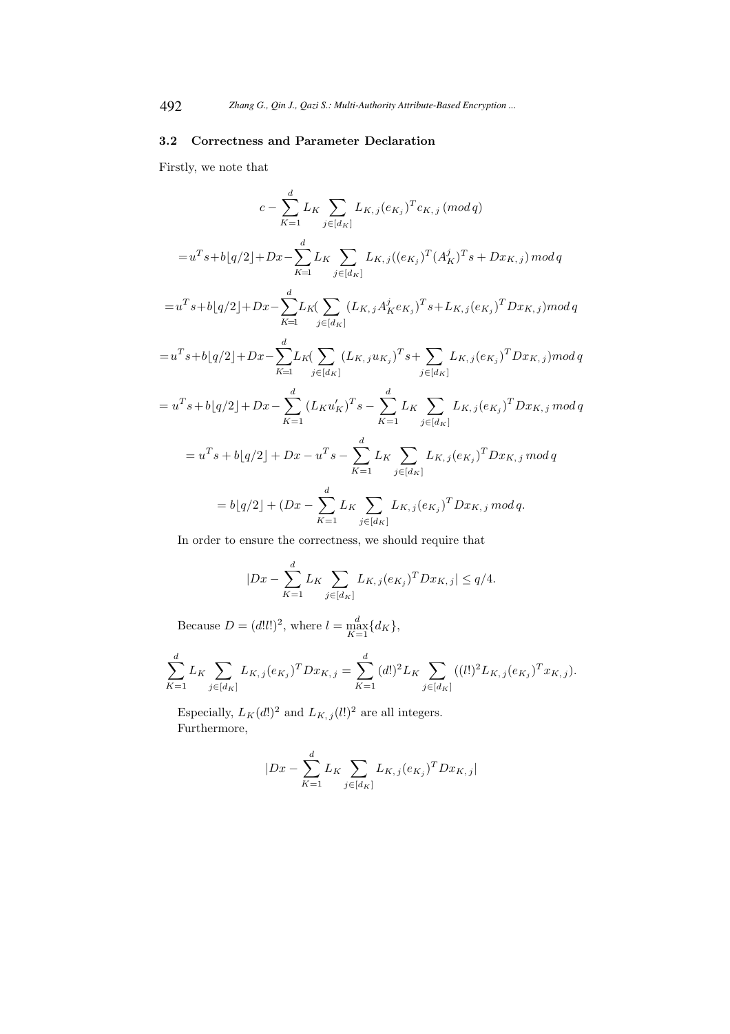### 3.2 Correctness and Parameter Declaration

Firstly, we note that

$$c - \sum_{K=1}^{d} L_K \sum_{j\in[d_K]} L_{K,j}(e_{K_j})^T c_{K,j}\,(mod\,q)$$

$$= u^T s + b\lfloor q/2 \rfloor + Dx - \sum_{K=1}^{d} L_K \sum_{j\in[d_K]} L_{K,j}((e_{K_j})^T (A_K^j)^T s + Dx_{K,j})\, mod\, q$$

$$= u^T s + b\lfloor q/2 \rfloor + Dx - \sum_{K=1}^{d} L_K (\sum_{j\in[d_K]} (L_{K,j} A_K^j e_{K_j})^T s + L_{K,j}(e_{K_j})^T Dx_{K,j}) mod\, q$$

$$= u^T s + b\lfloor q/2 \rfloor + Dx - \sum_{K=1}^{d} L_K (\sum_{j\in[d_K]} (L_{K,j} u_{K_j})^T s + \sum_{j\in[d_K]} L_{K,j}(e_{K_j})^T Dx_{K,j}) mod\, q$$

$$= u^T s + b\lfloor q/2 \rfloor + Dx - \sum_{K=1}^{d} (L_K u_K')^T s - \sum_{K=1}^{d} L_K \sum_{j\in[d_K]} L_{K,j}(e_{K_j})^T Dx_{K,j}\, mod\, q$$

$$= u^T s + b\lfloor q/2 \rfloor + Dx - u^T s - \sum_{K=1}^{d} L_K \sum_{j\in[d_K]} L_{K,j}(e_{K_j})^T Dx_{K,j}\, mod\, q$$

$$= b\lfloor q/2 \rfloor + (Dx - \sum_{K=1}^{d} L_K \sum_{j\in[d_K]} L_{K,j}(e_{K_j})^T Dx_{K,j}\, mod\, q.$$

In order to ensure the correctness, we should require that

$$|Dx - \sum_{K=1}^{d} L_K \sum_{j\in[d_K]} L_{K,j}(e_{K_j})^T Dx_{K,j}| \leq q/4.$$

Because $D = (d!l!)^2$, where $l = \max_{K=1}^{d}\{d_K\}$,

$$\sum_{K=1}^{d} L_K \sum_{j\in[d_K]} L_{K,j}(e_{K_j})^T Dx_{K,j} = \sum_{K=1}^{d} (d!)^2 L_K \sum_{j\in[d_K]} ((l!)^2 L_{K,j}(e_{K_j})^T x_{K,j}).$$

Especially, $L_K(d!)^2$ and $L_{K,j}(l!)^2$ are all integers.
Furthermore,

$$|Dx - \sum_{K=1}^{d} L_K \sum_{j\in[d_K]} L_{K,j}(e_{K_j})^T Dx_{K,j}|$$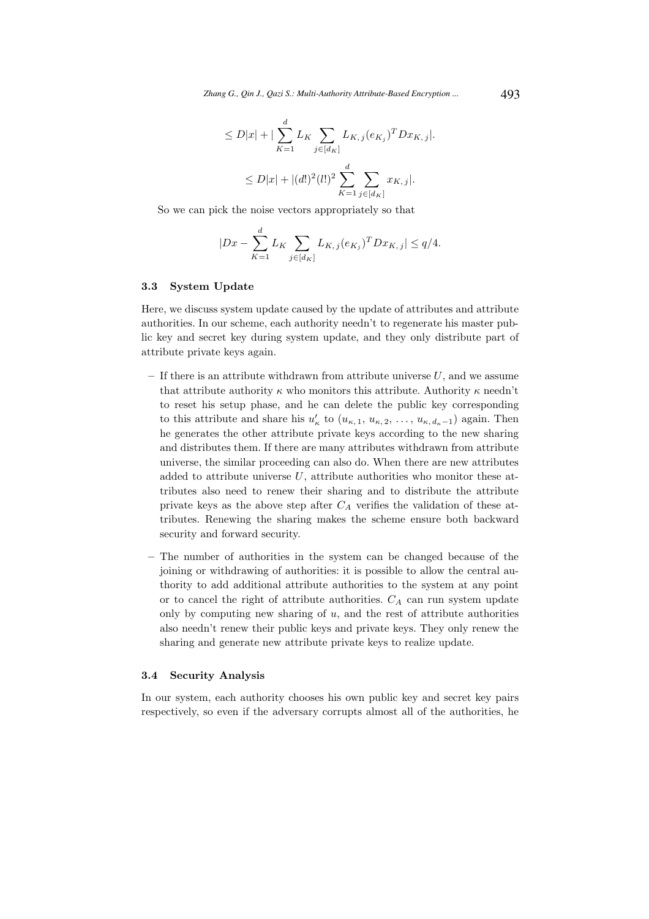$$\leq D|x| + |\sum_{K=1}^{d} L_K \sum_{j\in[d_K]} L_{K,j}(e_{K_j})^T Dx_{K,j}|.$$

$$\leq D|x| + |(d!)^2(l!)^2 \sum_{K=1}^{d} \sum_{j\in[d_K]} x_{K,j}|.$$

So we can pick the noise vectors appropriately so that

$$|Dx - \sum_{K=1}^{d} L_K \sum_{j\in[d_K]} L_{K,j}(e_{K_j})^T Dx_{K,j}| \leq q/4.$$

### 3.3 System Update

Here, we discuss system update caused by the update of attributes and attribute authorities. In our scheme, each authority needn't to regenerate his master public key and secret key during system update, and they only distribute part of attribute private keys again.

- If there is an attribute withdrawn from attribute universe $U$, and we assume that attribute authority $\kappa$ who monitors this attribute. Authority $\kappa$ needn't to reset his setup phase, and he can delete the public key corresponding to this attribute and share his $u'_\kappa$ to $(u_{\kappa,1}, u_{\kappa,2}, \ldots, u_{\kappa,d_\kappa-1})$ again. Then he generates the other attribute private keys according to the new sharing and distributes them. If there are many attributes withdrawn from attribute universe, the similar proceeding can also do. When there are new attributes added to attribute universe $U$, attribute authorities who monitor these attributes also need to renew their sharing and to distribute the attribute private keys as the above step after $C_A$ verifies the validation of these attributes. Renewing the sharing makes the scheme ensure both backward security and forward security.
- The number of authorities in the system can be changed because of the joining or withdrawing of authorities: it is possible to allow the central authority to add additional attribute authorities to the system at any point or to cancel the right of attribute authorities. $C_A$ can run system update only by computing new sharing of $u$, and the rest of attribute authorities also needn't renew their public keys and private keys. They only renew the sharing and generate new attribute private keys to realize update.

### 3.4 Security Analysis

In our system, each authority chooses his own public key and secret key pairs respectively, so even if the adversary corrupts almost all of the authorities, he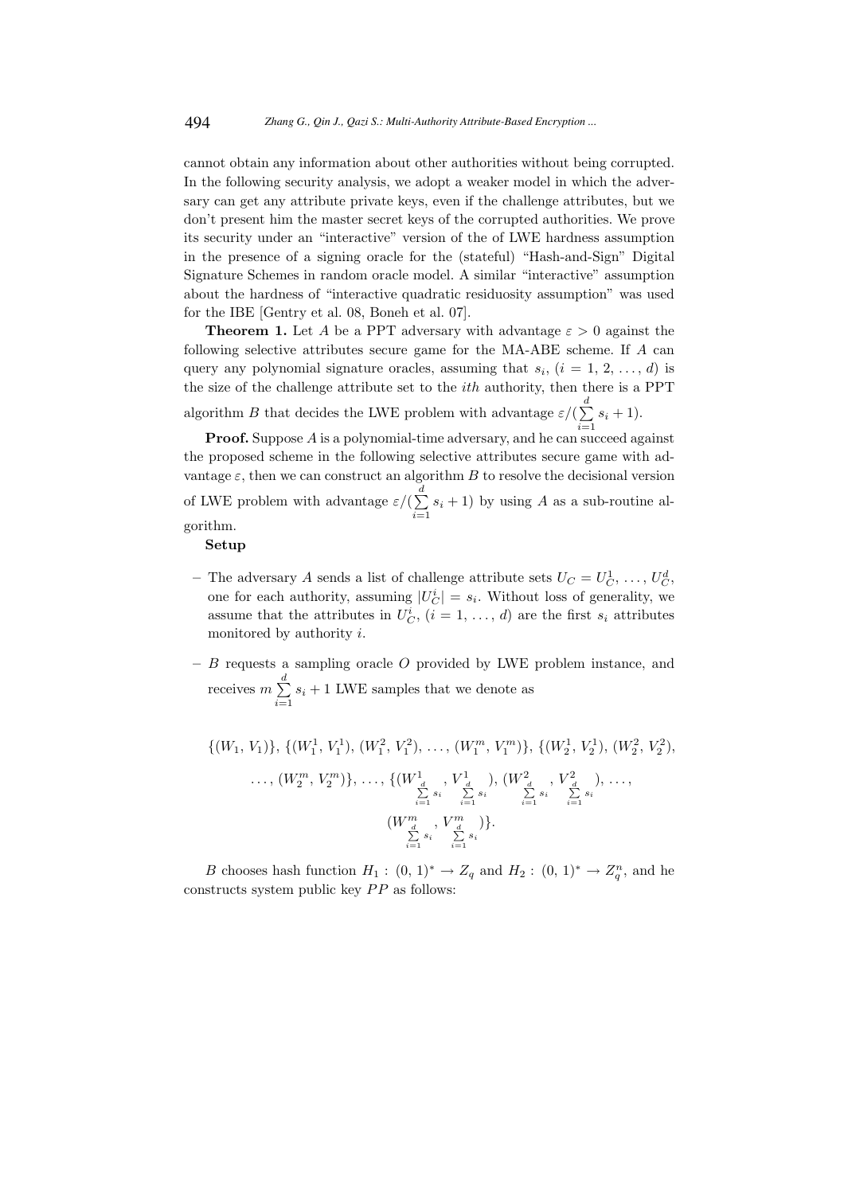cannot obtain any information about other authorities without being corrupted. In the following security analysis, we adopt a weaker model in which the adversary can get any attribute private keys, even if the challenge attributes, but we don't present him the master secret keys of the corrupted authorities. We prove its security under an "interactive" version of the of LWE hardness assumption in the presence of a signing oracle for the (stateful) "Hash-and-Sign" Digital Signature Schemes in random oracle model. A similar "interactive" assumption about the hardness of "interactive quadratic residuosity assumption" was used for the IBE [Gentry et al. 08, Boneh et al. 07].

**Theorem 1.** Let $A$ be a PPT adversary with advantage $\varepsilon > 0$ against the following selective attributes secure game for the MA-ABE scheme. If $A$ can query any polynomial signature oracles, assuming that $s_i$, $(i = 1, 2, \ldots, d)$ is the size of the challenge attribute set to the $ith$ authority, then there is a PPT algorithm $B$ that decides the LWE problem with advantage $\varepsilon/(\sum_{i=1}^{d} s_i + 1)$.

**Proof.** Suppose $A$ is a polynomial-time adversary, and he can succeed against the proposed scheme in the following selective attributes secure game with advantage $\varepsilon$, then we can construct an algorithm $B$ to resolve the decisional version of LWE problem with advantage $\varepsilon/(\sum_{i=1}^{d} s_i + 1)$ by using $A$ as a sub-routine algorithm.

**Setup**

- The adversary $A$ sends a list of challenge attribute sets $U_C = U_C^1, \ldots, U_C^d$, one for each authority, assuming $|U_C^i| = s_i$. Without loss of generality, we assume that the attributes in $U_C^i$, $(i = 1, \ldots, d)$ are the first $s_i$ attributes monitored by authority $i$.

- $B$ requests a sampling oracle $O$ provided by LWE problem instance, and receives $m \sum_{i=1}^{d} s_i + 1$ LWE samples that we denote as

$$\{(W_1, V_1)\}, \{(W_1^1, V_1^1), (W_1^2, V_1^2), \ldots, (W_1^m, V_1^m)\}, \{(W_2^1, V_2^1), (W_2^2, V_2^2), \ldots, (W_2^m, V_2^m)\}, \ldots, \{(W^1_{\sum_{i=1}^{d} s_i}, V^1_{\sum_{i=1}^{d} s_i}), (W^2_{\sum_{i=1}^{d} s_i}, V^2_{\sum_{i=1}^{d} s_i}), \ldots, (W^m_{\sum_{i=1}^{d} s_i}, V^m_{\sum_{i=1}^{d} s_i})\}.$$

$B$ chooses hash function $H_1 : (0, 1)^* \to Z_q$ and $H_2 : (0, 1)^* \to Z_q^n$, and he constructs system public key $PP$ as follows: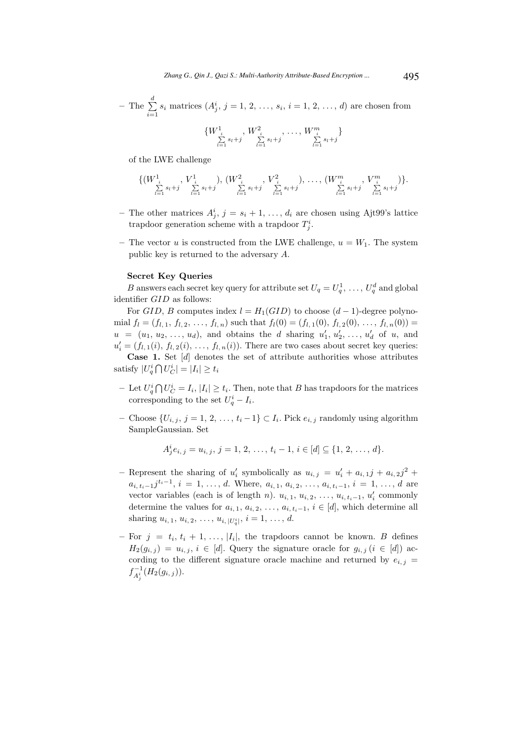– The $\sum_{i=1}^{d} s_i$ matrices ($A_j^i$, $j = 1, 2, \ldots, s_i$, $i = 1, 2, \ldots, d$) are chosen from

$$\{W^1_{\sum_{l=1}^{i} s_l + j}, W^2_{\sum_{l=1}^{i} s_l + j}, \ldots, W^m_{\sum_{l=1}^{i} s_l + j}\}$$

of the LWE challenge

$$\{(W^1_{\sum_{l=1}^{i} s_l + j}, V^1_{\sum_{l=1}^{i} s_l + j}), (W^2_{\sum_{l=1}^{i} s_l + j}, V^2_{\sum_{l=1}^{i} s_l + j}), \ldots, (W^m_{\sum_{l=1}^{i} s_l + j}, V^m_{\sum_{l=1}^{i} s_l + j})\}.$$

– The other matrices $A_j^i$, $j = s_i + 1, \ldots, d_i$ are chosen using Ajt99's lattice trapdoor generation scheme with a trapdoor $T_j^i$.

– The vector $u$ is constructed from the LWE challenge, $u = W_1$. The system public key is returned to the adversary $A$.

**Secret Key Queries**

$B$ answers each secret key query for attribute set $U_q = U_q^1, \ldots, U_q^d$ and global identifier $GID$ as follows:

For $GID$, $B$ computes index $l = H_1(GID)$ to choose $(d-1)$-degree polynomial $f_l = (f_{l,1}, f_{l,2}, \ldots, f_{l,n})$ such that $f_l(0) = (f_{l,1}(0), f_{l,2}(0), \ldots, f_{l,n}(0)) = u = (u_1, u_2, \ldots, u_d)$, and obtains the $d$ sharing $u'_1, u'_2, \ldots, u'_d$ of $u$, and $u'_i = (f_{l,1}(i), f_{l,2}(i), \ldots, f_{l,n}(i))$. There are two cases about secret key queries:

**Case 1.** Set $[d]$ denotes the set of attribute authorities whose attributes satisfy $|U_q^i \bigcap U_C^i| = |I_i| \geq t_i$

– Let $U_q^i \bigcap U_C^i = I_i$, $|I_i| \geq t_i$. Then, note that $B$ has trapdoors for the matrices corresponding to the set $U_q^i - I_i$.

– Choose $\{U_{i,j}, j = 1, 2, \ldots, t_i - 1\} \subset I_i$. Pick $e_{i,j}$ randomly using algorithm SampleGaussian. Set

$$A_j^i e_{i,j} = u_{i,j}, \; j = 1, 2, \ldots, t_i - 1, \; i \in [d] \subseteq \{1, 2, \ldots, d\}.$$

– Represent the sharing of $u'_i$ symbolically as $u_{i,j} = u'_i + a_{i,1}j + a_{i,2}j^2 + a_{i,t_i-1}j^{t_i-1}$, $i = 1, \ldots, d$. Where, $a_{i,1}, a_{i,2}, \ldots, a_{i,t_i-1}$, $i = 1, \ldots, d$ are vector variables (each is of length $n$). $u_{i,1}, u_{i,2}, \ldots, u_{i,t_i-1}, u'_i$ commonly determine the values for $a_{i,1}, a_{i,2}, \ldots, a_{i,t_i-1}$, $i \in [d]$, which determine all sharing $u_{i,1}, u_{i,2}, \ldots, u_{i,|U_q^i|}$, $i = 1, \ldots, d$.

– For $j = t_i, t_i + 1, \ldots, |I_i|$, the trapdoors cannot be known. $B$ defines $H_2(g_{i,j}) = u_{i,j}$, $i \in [d]$. Query the signature oracle for $g_{i,j}$ ($i \in [d]$) according to the different signature oracle machine and returned by $e_{i,j} = f^{-1}_{A_j^i}(H_2(g_{i,j}))$.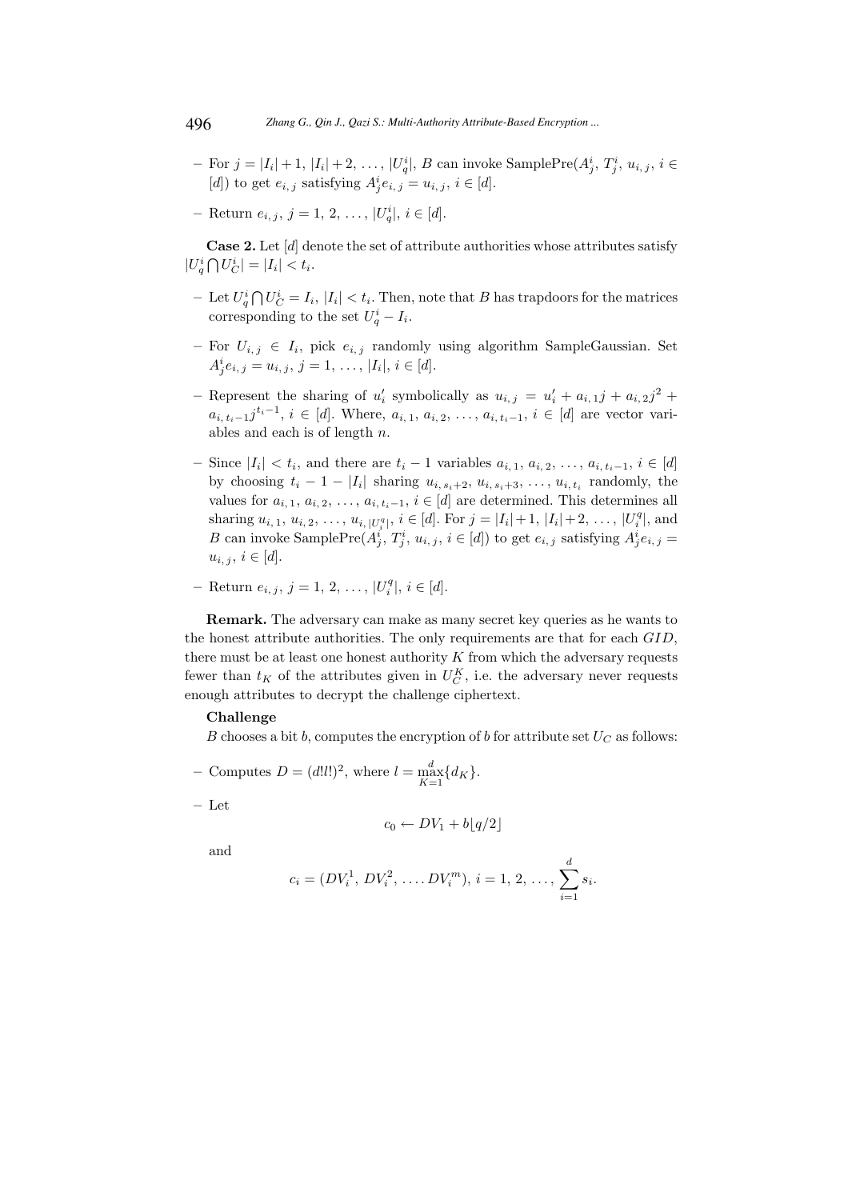- For $j = |I_i|+1, |I_i|+2, \ldots, |U_q^i|$, $B$ can invoke SamplePre($A_j^i$, $T_j^i$, $u_{i,j}$, $i \in [d]$) to get $e_{i,j}$ satisfying $A_j^i e_{i,j} = u_{i,j}$, $i \in [d]$.
- Return $e_{i,j}$, $j = 1, 2, \ldots, |U_q^i|$, $i \in [d]$.

**Case 2.** Let $[d]$ denote the set of attribute authorities whose attributes satisfy $|U_q^i \bigcap U_C^i| = |I_i| < t_i$.

- Let $U_q^i \bigcap U_C^i = I_i$, $|I_i| < t_i$. Then, note that $B$ has trapdoors for the matrices corresponding to the set $U_q^i - I_i$.
- For $U_{i,j} \in I_i$, pick $e_{i,j}$ randomly using algorithm SampleGaussian. Set $A_j^i e_{i,j} = u_{i,j}$, $j = 1, \ldots, |I_i|$, $i \in [d]$.
- Represent the sharing of $u_i'$ symbolically as $u_{i,j} = u_i' + a_{i,1}j + a_{i,2}j^2 + a_{i,t_i-1}j^{t_i-1}$, $i \in [d]$. Where, $a_{i,1}, a_{i,2}, \ldots, a_{i,t_i-1}$, $i \in [d]$ are vector variables and each is of length $n$.
- Since $|I_i| < t_i$, and there are $t_i - 1$ variables $a_{i,1}, a_{i,2}, \ldots, a_{i,t_i-1}$, $i \in [d]$ by choosing $t_i - 1 - |I_i|$ sharing $u_{i,s_i+2}, u_{i,s_i+3}, \ldots, u_{i,t_i}$ randomly, the values for $a_{i,1}, a_{i,2}, \ldots, a_{i,t_i-1}$, $i \in [d]$ are determined. This determines all sharing $u_{i,1}, u_{i,2}, \ldots, u_{i,|U_i^q|}$, $i \in [d]$. For $j = |I_i|+1, |I_i|+2, \ldots, |U_i^q|$, and $B$ can invoke SamplePre($A_j^i$, $T_j^i$, $u_{i,j}$, $i \in [d]$) to get $e_{i,j}$ satisfying $A_j^i e_{i,j} = u_{i,j}$, $i \in [d]$.
- Return $e_{i,j}$, $j = 1, 2, \ldots, |U_i^q|$, $i \in [d]$.

**Remark.** The adversary can make as many secret key queries as he wants to the honest attribute authorities. The only requirements are that for each $GID$, there must be at least one honest authority $K$ from which the adversary requests fewer than $t_K$ of the attributes given in $U_C^K$, i.e. the adversary never requests enough attributes to decrypt the challenge ciphertext.

**Challenge**

$B$ chooses a bit $b$, computes the encryption of $b$ for attribute set $U_C$ as follows:

- Computes $D = (d!l!)^2$, where $l = \max_{K=1}^{d}\{d_K\}$.
- Let

$$c_0 \leftarrow DV_1 + b\lfloor q/2 \rfloor$$

and

$$c_i = (DV_i^1, DV_i^2, \ldots DV_i^m),\ i = 1, 2, \ldots, \sum_{i=1}^{d} s_i.$$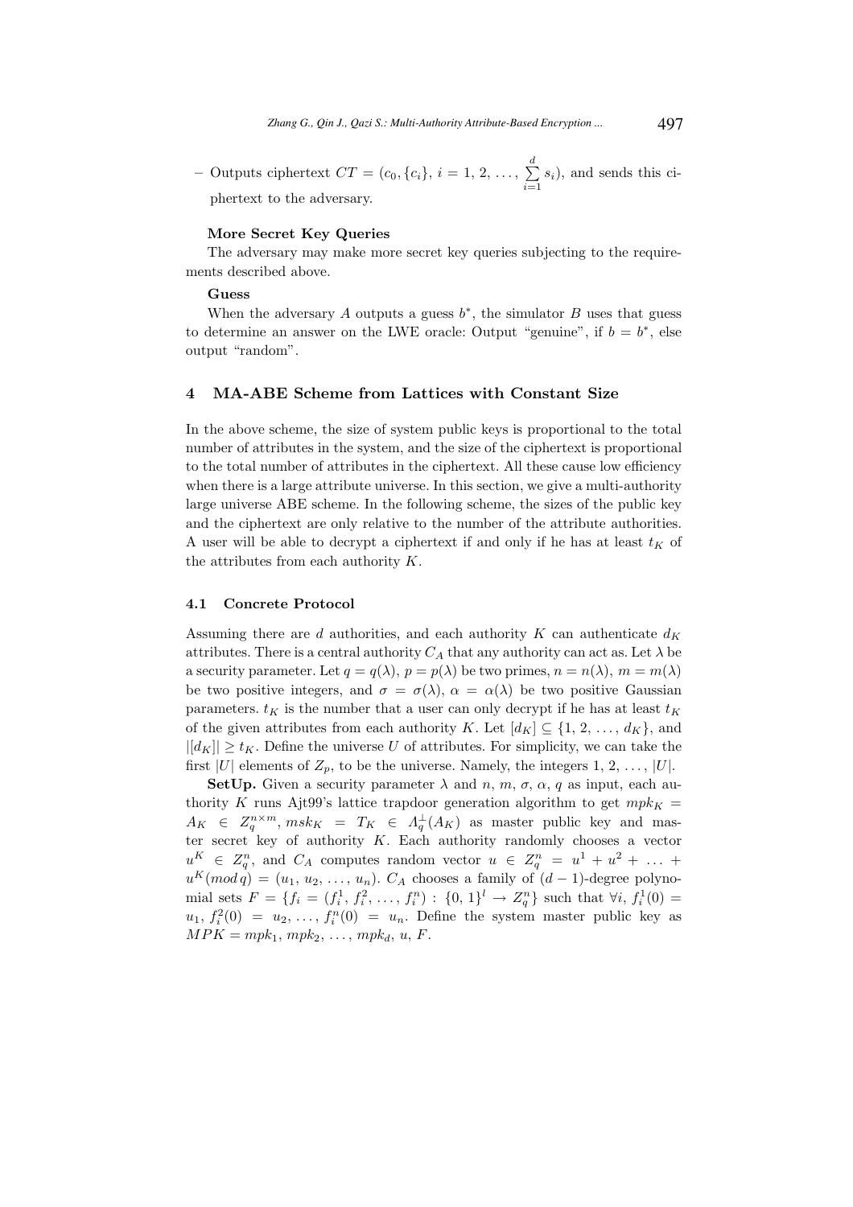– Outputs ciphertext $CT = (c_0, \{c_i\}, i = 1, 2, \ldots, \sum_{i=1}^{d} s_i)$, and sends this ciphertext to the adversary.

**More Secret Key Queries**

The adversary may make more secret key queries subjecting to the requirements described above.

**Guess**

When the adversary $A$ outputs a guess $b^*$, the simulator $B$ uses that guess to determine an answer on the LWE oracle: Output "genuine", if $b = b^*$, else output "random".

## 4 MA-ABE Scheme from Lattices with Constant Size

In the above scheme, the size of system public keys is proportional to the total number of attributes in the system, and the size of the ciphertext is proportional to the total number of attributes in the ciphertext. All these cause low efficiency when there is a large attribute universe. In this section, we give a multi-authority large universe ABE scheme. In the following scheme, the sizes of the public key and the ciphertext are only relative to the number of the attribute authorities. A user will be able to decrypt a ciphertext if and only if he has at least $t_K$ of the attributes from each authority $K$.

### 4.1 Concrete Protocol

Assuming there are $d$ authorities, and each authority $K$ can authenticate $d_K$ attributes. There is a central authority $C_A$ that any authority can act as. Let $\lambda$ be a security parameter. Let $q = q(\lambda)$, $p = p(\lambda)$ be two primes, $n = n(\lambda)$, $m = m(\lambda)$ be two positive integers, and $\sigma = \sigma(\lambda)$, $\alpha = \alpha(\lambda)$ be two positive Gaussian parameters. $t_K$ is the number that a user can only decrypt if he has at least $t_K$ of the given attributes from each authority $K$. Let $[d_K] \subseteq \{1, 2, \ldots, d_K\}$, and $|[d_K]| \geq t_K$. Define the universe $U$ of attributes. For simplicity, we can take the first $|U|$ elements of $Z_p$, to be the universe. Namely, the integers $1, 2, \ldots, |U|$.

**SetUp.** Given a security parameter $\lambda$ and $n$, $m$, $\sigma$, $\alpha$, $q$ as input, each authority $K$ runs Ajt99's lattice trapdoor generation algorithm to get $mpk_K = A_K \in Z_q^{n\times m}$, $msk_K = T_K \in \Lambda_q^{\perp}(A_K)$ as master public key and master secret key of authority $K$. Each authority randomly chooses a vector $u^K \in Z_q^n$, and $C_A$ computes random vector $u \in Z_q^n = u^1 + u^2 + \ldots + u^K (mod\, q) = (u_1, u_2, \ldots, u_n)$. $C_A$ chooses a family of $(d-1)$-degree polynomial sets $F = \{f_i = (f_i^1, f_i^2, \ldots, f_i^n) : \{0, 1\}^l \to Z_q^n\}$ such that $\forall i$, $f_i^1(0) = u_1$, $f_i^2(0) = u_2, \ldots, f_i^n(0) = u_n$. Define the system master public key as $MPK = mpk_1, mpk_2, \ldots, mpk_d, u, F$.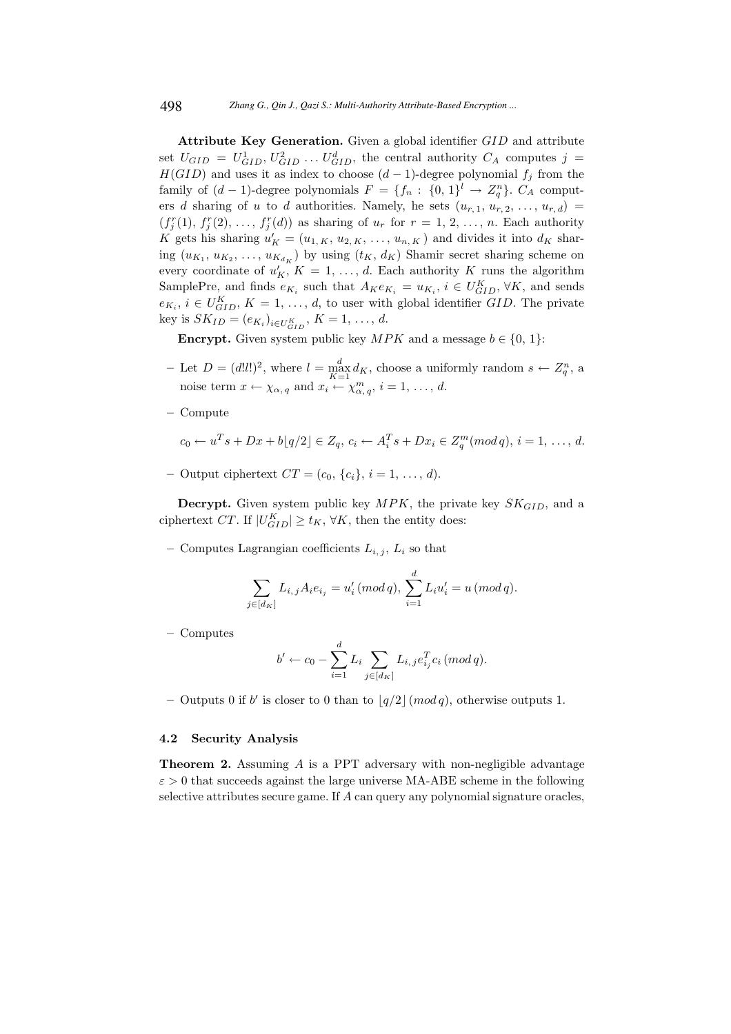**Attribute Key Generation.** Given a global identifier $GID$ and attribute set $U_{GID} = U^1_{GID}, U^2_{GID} \dots U^d_{GID}$, the central authority $C_A$ computes $j = H(GID)$ and uses it as index to choose $(d-1)$-degree polynomial $f_j$ from the family of $(d-1)$-degree polynomials $F = \{f_n : \{0,1\}^l \to Z^n_q\}$. $C_A$ computers $d$ sharing of $u$ to $d$ authorities. Namely, he sets $(u_{r,1}, u_{r,2}, \dots, u_{r,d}) = (f^r_j(1), f^r_j(2), \dots, f^r_j(d))$ as sharing of $u_r$ for $r = 1, 2, \dots, n$. Each authority $K$ gets his sharing $u'_K = (u_{1,K}, u_{2,K}, \dots, u_{n,K})$ and divides it into $d_K$ sharing $(u_{K_1}, u_{K_2}, \dots, u_{K_{d_K}})$ by using $(t_K, d_K)$ Shamir secret sharing scheme on every coordinate of $u'_K$, $K = 1, \dots, d$. Each authority $K$ runs the algorithm SamplePre, and finds $e_{K_i}$ such that $A_K e_{K_i} = u_{K_i}$, $i \in U^K_{GID}$, $\forall K$, and sends $e_{K_i}$, $i \in U^K_{GID}$, $K = 1, \dots, d$, to user with global identifier $GID$. The private key is $SK_{ID} = (e_{K_i})_{i \in U^K_{GID}}$, $K = 1, \dots, d$.

**Encrypt.** Given system public key $MPK$ and a message $b \in \{0,1\}$:

- Let $D = (d!l!)^2$, where $l = \max_{K=1}^{d} d_K$, choose a uniformly random $s \leftarrow Z^n_q$, a noise term $x \leftarrow \chi_{\alpha,q}$ and $x_i \leftarrow \chi^m_{\alpha,q}$, $i = 1, \dots, d$.
- Compute

$$c_0 \leftarrow u^T s + Dx + b\lfloor q/2 \rfloor \in Z_q,\ c_i \leftarrow A^T_i s + Dx_i \in Z^m_q (mod\, q),\ i = 1, \dots, d.$$

- Output ciphertext $CT = (c_0, \{c_i\}, i = 1, \dots, d)$.

**Decrypt.** Given system public key $MPK$, the private key $SK_{GID}$, and a ciphertext $CT$. If $|U^K_{GID}| \geq t_K$, $\forall K$, then the entity does:

- Computes Lagrangian coefficients $L_{i,j}$, $L_i$ so that

$$\sum_{j \in [d_K]} L_{i,j} A_i e_{i_j} = u'_i \,(mod\, q),\ \sum_{i=1}^{d} L_i u'_i = u \,(mod\, q).$$

- Computes

$$b' \leftarrow c_0 - \sum_{i=1}^{d} L_i \sum_{j \in [d_K]} L_{i,j} e^T_{i_j} c_i \,(mod\, q).$$

- Outputs 0 if $b'$ is closer to 0 than to $\lfloor q/2 \rfloor \,(mod\, q)$, otherwise outputs 1.

### 4.2 Security Analysis

**Theorem 2.** Assuming $A$ is a PPT adversary with non-negligible advantage $\varepsilon > 0$ that succeeds against the large universe MA-ABE scheme in the following selective attributes secure game. If $A$ can query any polynomial signature oracles,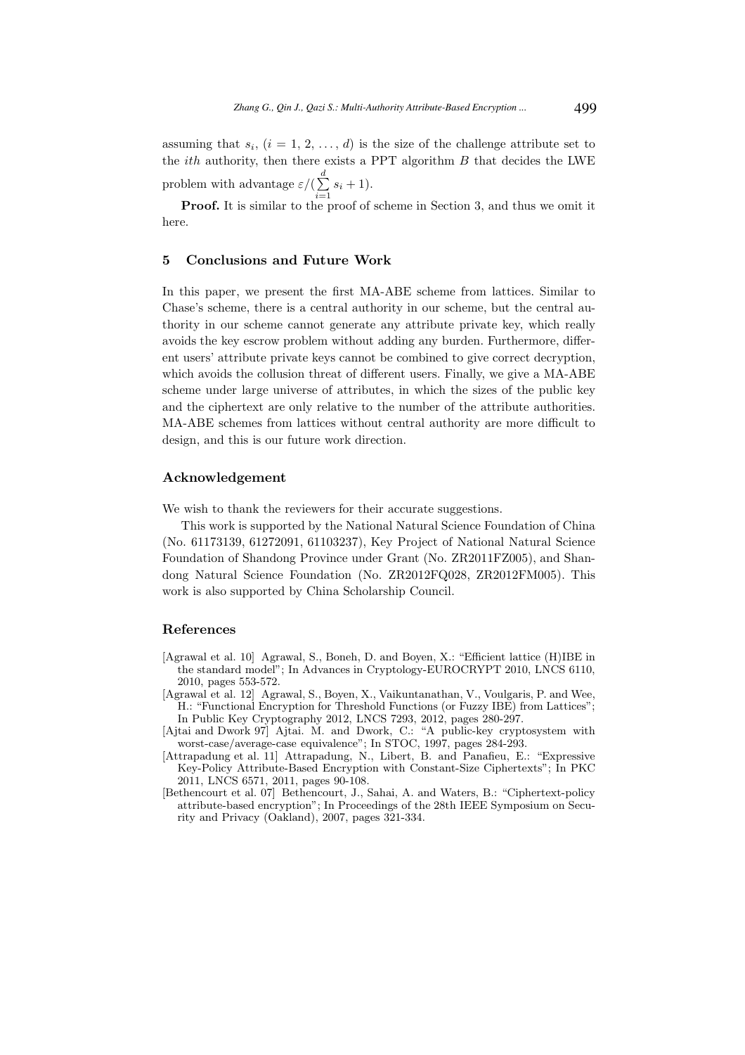assuming that $s_i$, $(i = 1, 2, \ldots, d)$ is the size of the challenge attribute set to the *ith* authority, then there exists a PPT algorithm $B$ that decides the LWE problem with advantage $\varepsilon/(\sum_{i=1}^{d} s_i + 1)$.

**Proof.** It is similar to the proof of scheme in Section 3, and thus we omit it here.

## 5 Conclusions and Future Work

In this paper, we present the first MA-ABE scheme from lattices. Similar to Chase's scheme, there is a central authority in our scheme, but the central authority in our scheme cannot generate any attribute private key, which really avoids the key escrow problem without adding any burden. Furthermore, different users' attribute private keys cannot be combined to give correct decryption, which avoids the collusion threat of different users. Finally, we give a MA-ABE scheme under large universe of attributes, in which the sizes of the public key and the ciphertext are only relative to the number of the attribute authorities. MA-ABE schemes from lattices without central authority are more difficult to design, and this is our future work direction.

## Acknowledgement

We wish to thank the reviewers for their accurate suggestions.

This work is supported by the National Natural Science Foundation of China (No. 61173139, 61272091, 61103237), Key Project of National Natural Science Foundation of Shandong Province under Grant (No. ZR2011FZ005), and Shandong Natural Science Foundation (No. ZR2012FQ028, ZR2012FM005). This work is also supported by China Scholarship Council.

## References

[Agrawal et al. 10] Agrawal, S., Boneh, D. and Boyen, X.: "Efficient lattice (H)IBE in the standard model"; In Advances in Cryptology-EUROCRYPT 2010, LNCS 6110, 2010, pages 553-572.

[Agrawal et al. 12] Agrawal, S., Boyen, X., Vaikuntanathan, V., Voulgaris, P. and Wee, H.: "Functional Encryption for Threshold Functions (or Fuzzy IBE) from Lattices"; In Public Key Cryptography 2012, LNCS 7293, 2012, pages 280-297.

[Ajtai and Dwork 97] Ajtai. M. and Dwork, C.: "A public-key cryptosystem with worst-case/average-case equivalence"; In STOC, 1997, pages 284-293.

[Attrapadung et al. 11] Attrapadung, N., Libert, B. and Panafieu, E.: "Expressive Key-Policy Attribute-Based Encryption with Constant-Size Ciphertexts"; In PKC 2011, LNCS 6571, 2011, pages 90-108.

[Bethencourt et al. 07] Bethencourt, J., Sahai, A. and Waters, B.: "Ciphertext-policy attribute-based encryption"; In Proceedings of the 28th IEEE Symposium on Security and Privacy (Oakland), 2007, pages 321-334.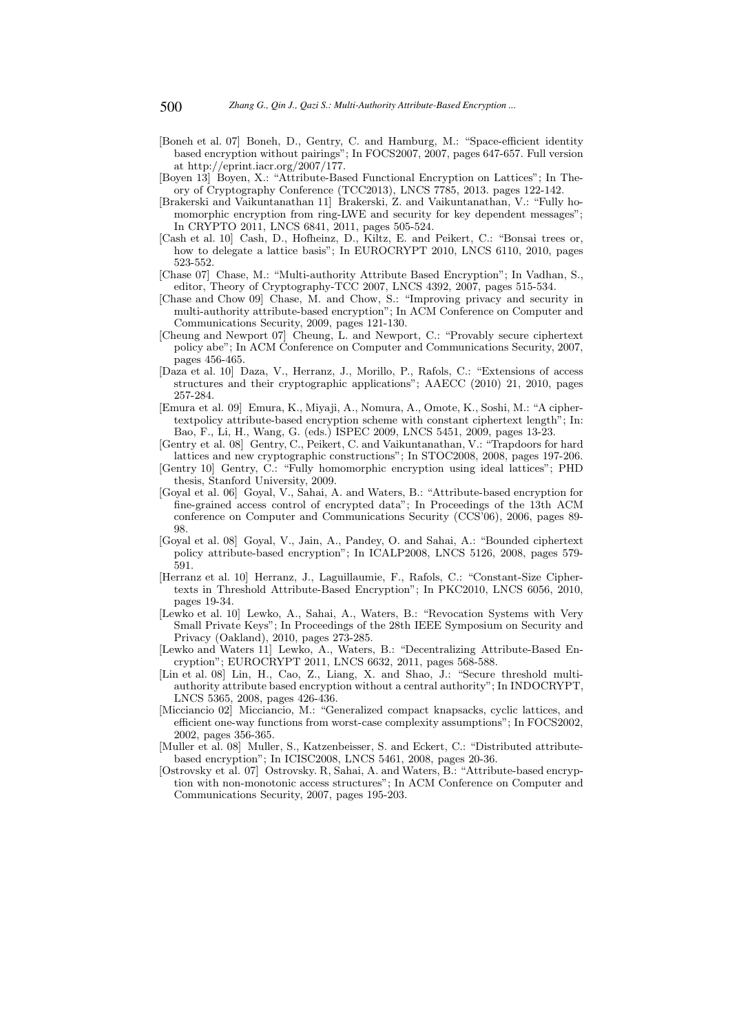[Boneh et al. 07] Boneh, D., Gentry, C. and Hamburg, M.: "Space-efficient identity based encryption without pairings"; In FOCS2007, 2007, pages 647-657. Full version at http://eprint.iacr.org/2007/177.

[Boyen 13] Boyen, X.: "Attribute-Based Functional Encryption on Lattices"; In Theory of Cryptography Conference (TCC2013), LNCS 7785, 2013. pages 122-142.

[Brakerski and Vaikuntanathan 11] Brakerski, Z. and Vaikuntanathan, V.: "Fully homomorphic encryption from ring-LWE and security for key dependent messages"; In CRYPTO 2011, LNCS 6841, 2011, pages 505-524.

[Cash et al. 10] Cash, D., Hofheinz, D., Kiltz, E. and Peikert, C.: "Bonsai trees or, how to delegate a lattice basis"; In EUROCRYPT 2010, LNCS 6110, 2010, pages 523-552.

[Chase 07] Chase, M.: "Multi-authority Attribute Based Encryption"; In Vadhan, S., editor, Theory of Cryptography-TCC 2007, LNCS 4392, 2007, pages 515-534.

[Chase and Chow 09] Chase, M. and Chow, S.: "Improving privacy and security in multi-authority attribute-based encryption"; In ACM Conference on Computer and Communications Security, 2009, pages 121-130.

[Cheung and Newport 07] Cheung, L. and Newport, C.: "Provably secure ciphertext policy abe"; In ACM Conference on Computer and Communications Security, 2007, pages 456-465.

[Daza et al. 10] Daza, V., Herranz, J., Morillo, P., Rafols, C.: "Extensions of access structures and their cryptographic applications"; AAECC (2010) 21, 2010, pages 257-284.

[Emura et al. 09] Emura, K., Miyaji, A., Nomura, A., Omote, K., Soshi, M.: "A ciphertextpolicy attribute-based encryption scheme with constant ciphertext length"; In: Bao, F., Li, H., Wang, G. (eds.) ISPEC 2009, LNCS 5451, 2009, pages 13-23.

[Gentry et al. 08] Gentry, C., Peikert, C. and Vaikuntanathan, V.: "Trapdoors for hard lattices and new cryptographic constructions"; In STOC2008, 2008, pages 197-206.

[Gentry 10] Gentry, C.: "Fully homomorphic encryption using ideal lattices"; PHD thesis, Stanford University, 2009.

[Goyal et al. 06] Goyal, V., Sahai, A. and Waters, B.: "Attribute-based encryption for fine-grained access control of encrypted data"; In Proceedings of the 13th ACM conference on Computer and Communications Security (CCS'06), 2006, pages 89-98.

[Goyal et al. 08] Goyal, V., Jain, A., Pandey, O. and Sahai, A.: "Bounded ciphertext policy attribute-based encryption"; In ICALP2008, LNCS 5126, 2008, pages 579-591.

[Herranz et al. 10] Herranz, J., Laguillaumie, F., Rafols, C.: "Constant-Size Ciphertexts in Threshold Attribute-Based Encryption"; In PKC2010, LNCS 6056, 2010, pages 19-34.

[Lewko et al. 10] Lewko, A., Sahai, A., Waters, B.: "Revocation Systems with Very Small Private Keys"; In Proceedings of the 28th IEEE Symposium on Security and Privacy (Oakland), 2010, pages 273-285.

[Lewko and Waters 11] Lewko, A., Waters, B.: "Decentralizing Attribute-Based Encryption"; EUROCRYPT 2011, LNCS 6632, 2011, pages 568-588.

[Lin et al. 08] Lin, H., Cao, Z., Liang, X. and Shao, J.: "Secure threshold multi-authority attribute based encryption without a central authority"; In INDOCRYPT, LNCS 5365, 2008, pages 426-436.

[Micciancio 02] Micciancio, M.: "Generalized compact knapsacks, cyclic lattices, and efficient one-way functions from worst-case complexity assumptions"; In FOCS2002, 2002, pages 356-365.

[Muller et al. 08] Muller, S., Katzenbeisser, S. and Eckert, C.: "Distributed attribute-based encryption"; In ICISC2008, LNCS 5461, 2008, pages 20-36.

[Ostrovsky et al. 07] Ostrovsky. R, Sahai, A. and Waters, B.: "Attribute-based encryption with non-monotonic access structures"; In ACM Conference on Computer and Communications Security, 2007, pages 195-203.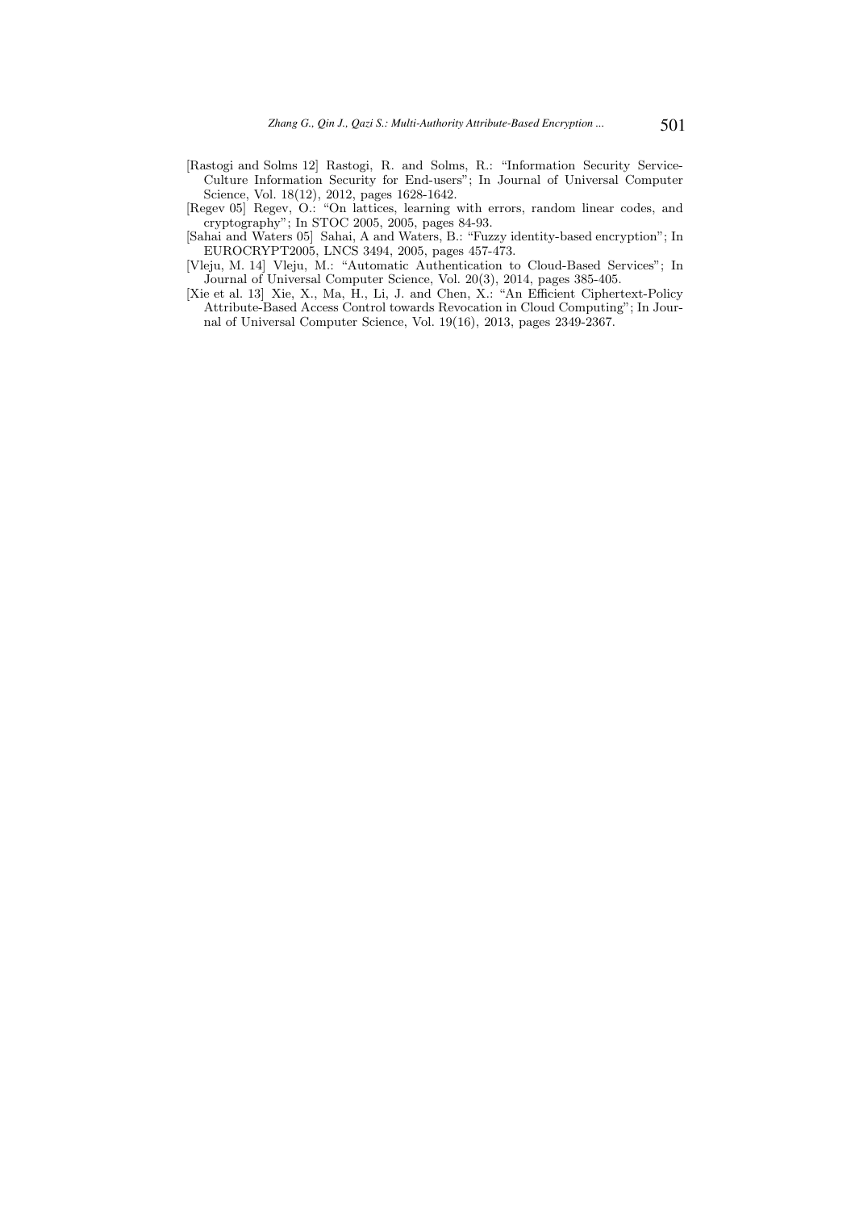[Rastogi and Solms 12] Rastogi, R. and Solms, R.: "Information Security Service-Culture Information Security for End-users"; In Journal of Universal Computer Science, Vol. 18(12), 2012, pages 1628-1642.

[Regev 05] Regev, O.: "On lattices, learning with errors, random linear codes, and cryptography"; In STOC 2005, 2005, pages 84-93.

[Sahai and Waters 05] Sahai, A and Waters, B.: "Fuzzy identity-based encryption"; In EUROCRYPT2005, LNCS 3494, 2005, pages 457-473.

[Vleju, M. 14] Vleju, M.: "Automatic Authentication to Cloud-Based Services"; In Journal of Universal Computer Science, Vol. 20(3), 2014, pages 385-405.

[Xie et al. 13] Xie, X., Ma, H., Li, J. and Chen, X.: "An Efficient Ciphertext-Policy Attribute-Based Access Control towards Revocation in Cloud Computing"; In Journal of Universal Computer Science, Vol. 19(16), 2013, pages 2349-2367.